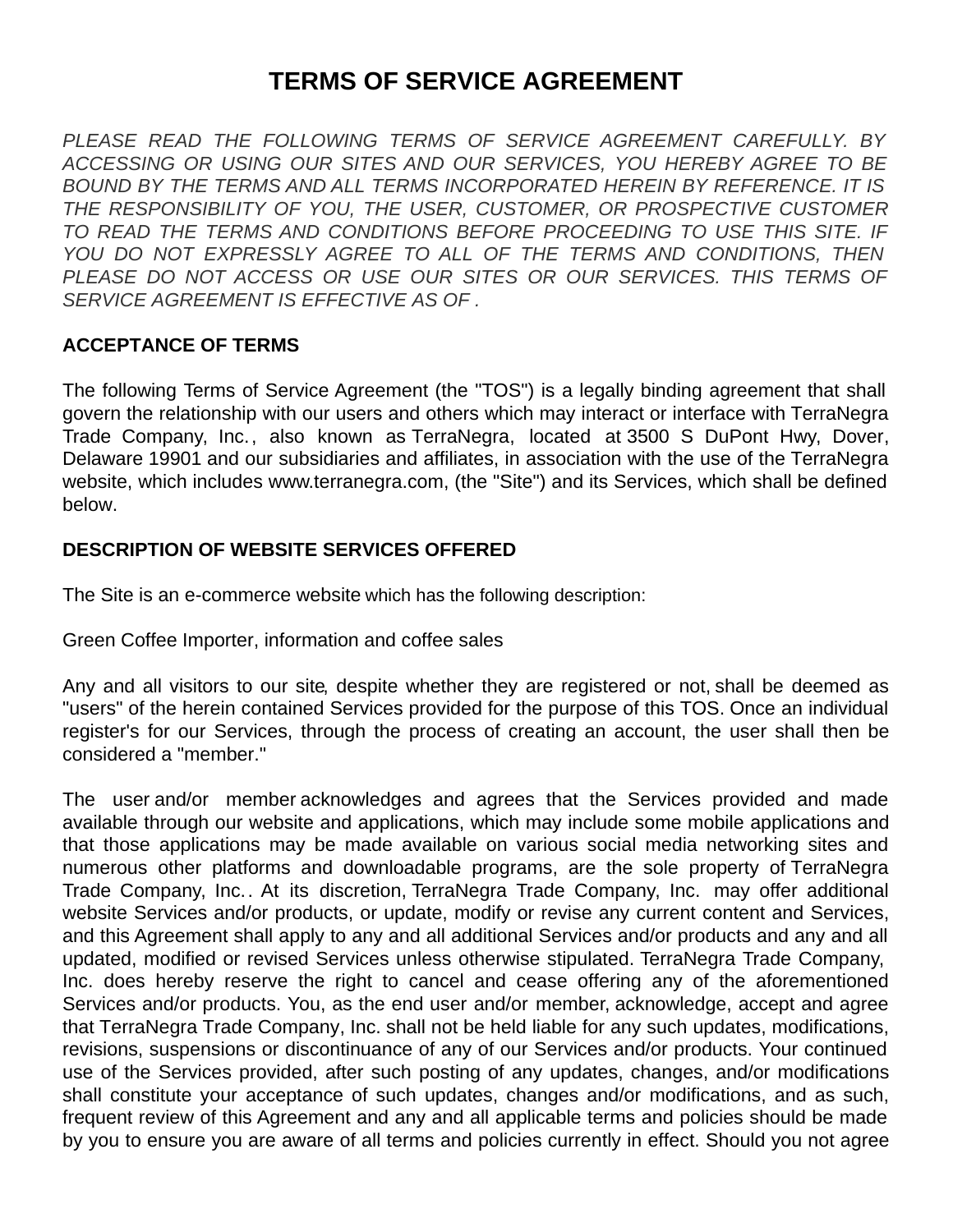# TERMS OF SERVICE AGREEMENT

*PLEASE READ THE FOLLOWING TERMS OF SERVICE AGREEMENT CAREFULLY. BY ACCESSING OR USING OUR SITES AND OUR SERVICES, YOU HEREBY AGREE TO BE BOUND BY THE TERMS AND ALL TERMS INCORPORATED HEREIN BY REFERENCE. IT IS THE RESPONSIBILITY OF YOU, THE USER, CUSTOMER, OR PROSPECTIVE CUSTOMER TO READ THE TERMS AND CONDITIONS BEFORE PROCEEDING TO USE THIS SITE. IF YOU DO NOT EXPRESSLY AGREE TO ALL OF THE TERMS AND CONDITIONS, THEN PLEASE DO NOT ACCESS OR USE OUR SITES OR OUR SERVICES. THIS TERMS OF SERVICE AGREEMENT IS EFFECTIVE AS OF .*

**ACCEPTANCE OF TERMS**

The following Terms of Service Agreement (the "TOS") is a legally binding agreement that shall govern the relationship with our users and others which may interact or interface with TerraNegra Trade Company, Inc., also known as TerraNegra, located at 3500 S DuPont Hwy, Dover, Delaware 19901 and our subsidiaries and affiliates, in association with the use of the TerraNegra website, which includes www.terranegra.com, (the "Site") and its Services, which shall be defined below.

**DESCRIPTION OF WEBSITE SERVICES OFFERED**

The Site is an e-commerce website which has the following description:

Green Coffee Importer, information and coffee sales

Any and all visitors to our site, despite whether they are registered or not, shall be deemed as "users" of the herein contained Services provided for the purpose of this TOS. Once an individual register's for our Services, through the process of creating an account, the user shall then be considered a "member."

The user and/or member acknowledges and agrees that the Services provided and made available through our website and applications, which may include some mobile applications and that those applications may be made available on various social media networking sites and numerous other platforms and downloadable programs, are the sole property of TerraNegra Trade Company, Inc.. At its discretion, TerraNegra Trade Company, Inc. may offer additional website Services and/or products, or update, modify or revise any current content and Services, and this Agreement shall apply to any and all additional Services and/or products and any and all updated, modified or revised Services unless otherwise stipulated. TerraNegra Trade Company, Inc. does hereby reserve the right to cancel and cease offering any of the aforementioned Services and/or products. You, as the end user and/or member, acknowledge, accept and agree that TerraNegra Trade Company, Inc. shall not be held liable for any such updates, modifications, revisions, suspensions or discontinuance of any of our Services and/or products. Your continued use of the Services provided, after such posting of any updates, changes, and/or modifications shall constitute your acceptance of such updates, changes and/or modifications, and as such, frequent review of this Agreement and any and all applicable terms and policies should be made by you to ensure you are aware of all terms and policies currently in effect. Should you not agree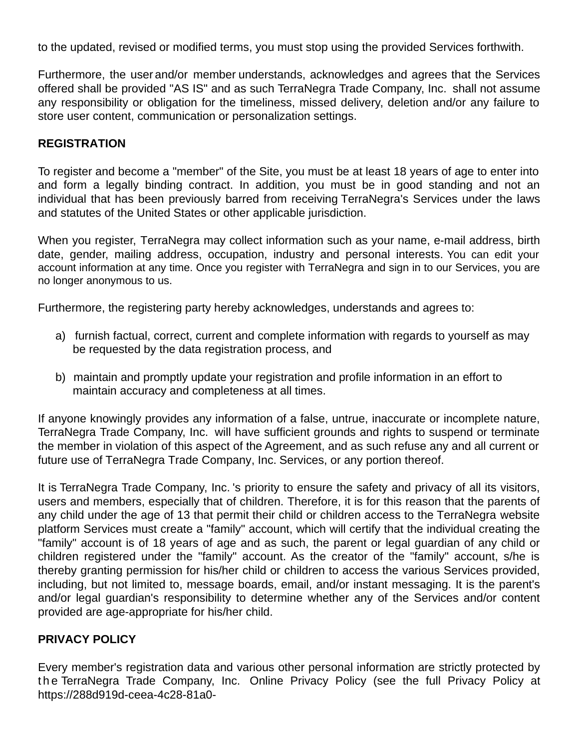to the updated, revised or modified terms, you must stop using the provided Services forthwith.

Furthermore, the user and/or member understands, acknowledges and agrees that the Services offered shall be provided "AS IS" and as such TerraNegra Trade Company, Inc. shall not assume any responsibility or obligation for the timeliness, missed delivery, deletion and/or any failure to store user content, communication or personalization settings.

**REGISTRATION**

To register and become a "member" of the Site, you must be at least 18 years of age to enter into and form a legally binding contract. In addition, you must be in good standing and not an individual that has been previously barred from receiving TerraNegra's Services under the laws and statutes of the United States or other applicable jurisdiction.

When you register, TerraNegra may collect information such as your name, e-mail address, birth date, gender, mailing address, occupation, industry and personal interests. You can edit your account information at any time. Once you register with TerraNegra and sign in to our Services, you are no longer anonymous to us.

Furthermore, the registering party hereby acknowledges, understands and agrees to:

a) furnish factual, correct, current and complete information with regards to yourself as may be requested by the data registration process, and

b) maintain and promptly update your registration and profile information in an effort to maintain accuracy and completeness at all times.

If anyone knowingly provides any information of a false, untrue, inaccurate or incomplete nature, TerraNegra Trade Company, Inc. will have sufficient grounds and rights to suspend or terminate the member in violation of this aspect of the Agreement, and as such refuse any and all current or future use of TerraNegra Trade Company, Inc. Services, or any portion thereof.

It is TerraNegra Trade Company, Inc. 's priority to ensure the safety and privacy of all its visitors, users and members, especially that of children. Therefore, it is for this reason that the parents of any child under the age of 13 that permit their child or children access to the TerraNegra website platform Services must create a "family" account, which will certify that the individual creating the "family" account is of 18 years of age and as such, the parent or legal guardian of any child or children registered under the "family" account. As the creator of the "family" account, s/he is thereby granting permission for his/her child or children to access the various Services provided, including, but not limited to, message boards, email, and/or instant messaging. It is the parent's and/or legal guardian's responsibility to determine whether any of the Services and/or content provided are age-appropriate for his/her child.

**PRIVACY POLICY**

Every member's registration data and various other personal information are strictly protected by the TerraNegra Trade Company, Inc. Online Privacy Policy (see the full Privacy Policy at https://288d919d-ceea-4c28-81a0-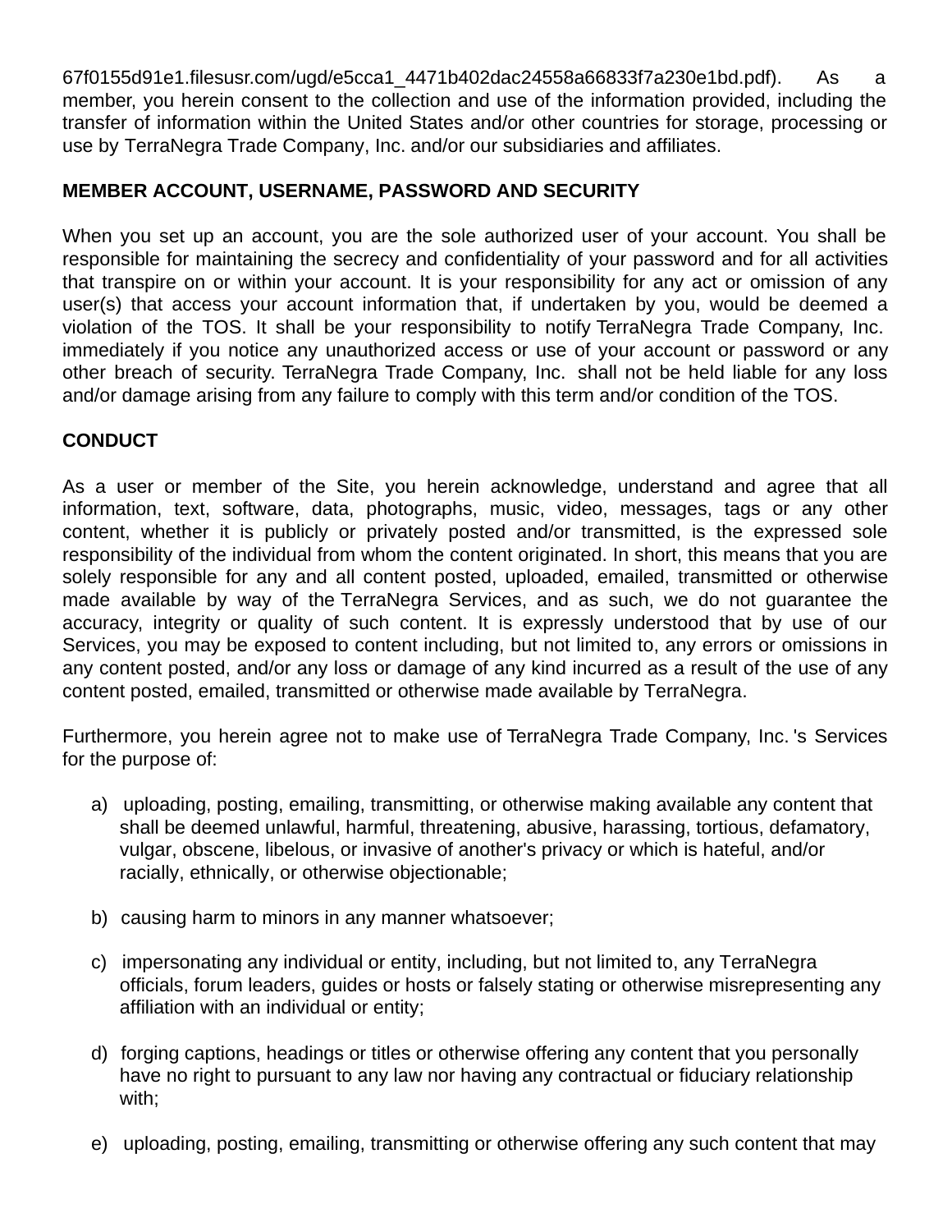67f0155d91e1.filesusr.com/ugd/e5cca1_4471b402dac24558a66833f7a230e1bd.pdf). As a member, you herein consent to the collection and use of the information provided, including the transfer of information within the United States and/or other countries for storage, processing or use by TerraNegra Trade Company, Inc. and/or our subsidiaries and affiliates.

**MEMBER ACCOUNT, USERNAME, PASSWORD AND SECURITY**

When you set up an account, you are the sole authorized user of your account. You shall be responsible for maintaining the secrecy and confidentiality of your password and for all activities that transpire on or within your account. It is your responsibility for any act or omission of any user(s) that access your account information that, if undertaken by you, would be deemed a violation of the TOS. It shall be your responsibility to notify TerraNegra Trade Company, Inc. immediately if you notice any unauthorized access or use of your account or password or any other breach of security. TerraNegra Trade Company, Inc. shall not be held liable for any loss and/or damage arising from any failure to comply with this term and/or condition of the TOS.

**CONDUCT**

As a user or member of the Site, you herein acknowledge, understand and agree that all information, text, software, data, photographs, music, video, messages, tags or any other content, whether it is publicly or privately posted and/or transmitted, is the expressed sole responsibility of the individual from whom the content originated. In short, this means that you are solely responsible for any and all content posted, uploaded, emailed, transmitted or otherwise made available by way of the TerraNegra Services, and as such, we do not guarantee the accuracy, integrity or quality of such content. It is expressly understood that by use of our Services, you may be exposed to content including, but not limited to, any errors or omissions in any content posted, and/or any loss or damage of any kind incurred as a result of the use of any content posted, emailed, transmitted or otherwise made available by TerraNegra.

Furthermore, you herein agree not to make use of TerraNegra Trade Company, Inc. 's Services for the purpose of:

a) uploading, posting, emailing, transmitting, or otherwise making available any content that shall be deemed unlawful, harmful, threatening, abusive, harassing, tortious, defamatory, vulgar, obscene, libelous, or invasive of another's privacy or which is hateful, and/or racially, ethnically, or otherwise objectionable;

b) causing harm to minors in any manner whatsoever;

c) impersonating any individual or entity, including, but not limited to, any TerraNegra officials, forum leaders, guides or hosts or falsely stating or otherwise misrepresenting any affiliation with an individual or entity;

d) forging captions, headings or titles or otherwise offering any content that you personally have no right to pursuant to any law nor having any contractual or fiduciary relationship with;

e) uploading, posting, emailing, transmitting or otherwise offering any such content that may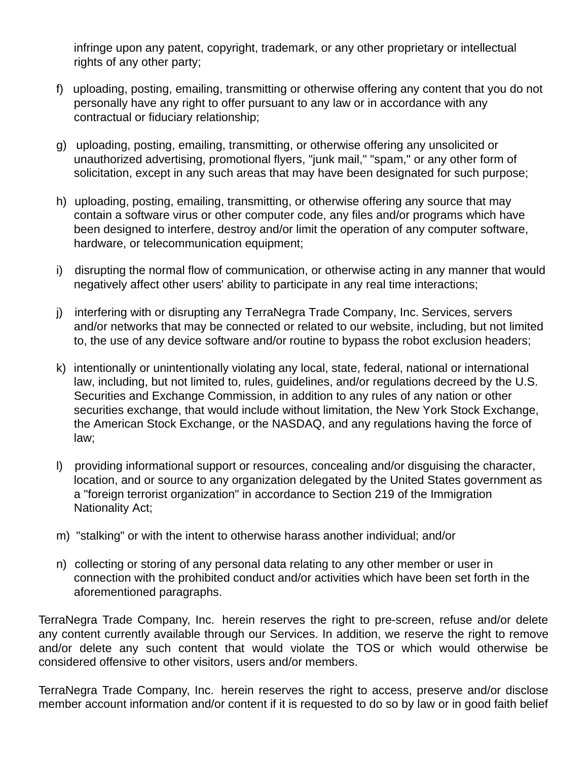infringe upon any patent, copyright, trademark, or any other proprietary or intellectual rights of any other party;

f) uploading, posting, emailing, transmitting or otherwise offering any content that you do not personally have any right to offer pursuant to any law or in accordance with any contractual or fiduciary relationship;

g) uploading, posting, emailing, transmitting, or otherwise offering any unsolicited or unauthorized advertising, promotional flyers, "junk mail," "spam," or any other form of solicitation, except in any such areas that may have been designated for such purpose;

h) uploading, posting, emailing, transmitting, or otherwise offering any source that may contain a software virus or other computer code, any files and/or programs which have been designed to interfere, destroy and/or limit the operation of any computer software, hardware, or telecommunication equipment;

i) disrupting the normal flow of communication, or otherwise acting in any manner that would negatively affect other users' ability to participate in any real time interactions;

j) interfering with or disrupting any TerraNegra Trade Company, Inc. Services, servers and/or networks that may be connected or related to our website, including, but not limited to, the use of any device software and/or routine to bypass the robot exclusion headers;

k) intentionally or unintentionally violating any local, state, federal, national or international law, including, but not limited to, rules, guidelines, and/or regulations decreed by the U.S. Securities and Exchange Commission, in addition to any rules of any nation or other securities exchange, that would include without limitation, the New York Stock Exchange, the American Stock Exchange, or the NASDAQ, and any regulations having the force of law;

l) providing informational support or resources, concealing and/or disguising the character, location, and or source to any organization delegated by the United States government as a "foreign terrorist organization" in accordance to Section 219 of the Immigration Nationality Act;

m) "stalking" or with the intent to otherwise harass another individual; and/or

n) collecting or storing of any personal data relating to any other member or user in connection with the prohibited conduct and/or activities which have been set forth in the aforementioned paragraphs.

TerraNegra Trade Company, Inc. herein reserves the right to pre-screen, refuse and/or delete any content currently available through our Services. In addition, we reserve the right to remove and/or delete any such content that would violate the TOS or which would otherwise be considered offensive to other visitors, users and/or members.

TerraNegra Trade Company, Inc. herein reserves the right to access, preserve and/or disclose member account information and/or content if it is requested to do so by law or in good faith belief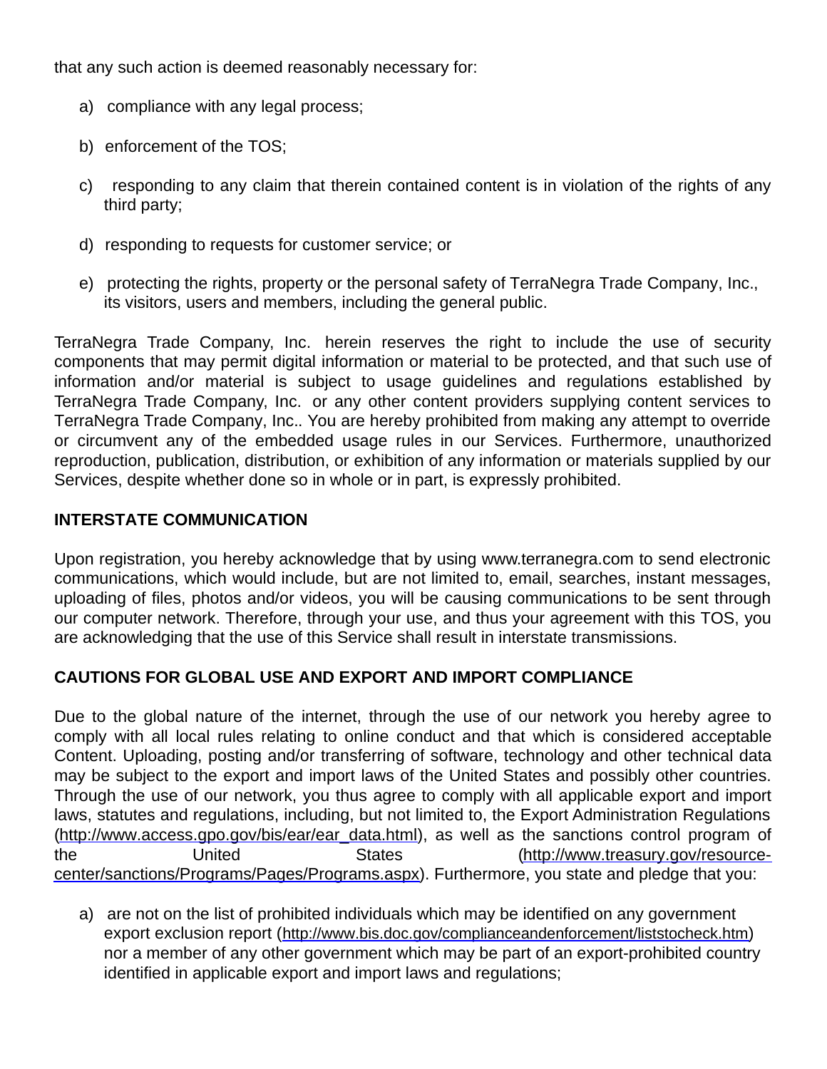that any such action is deemed reasonably necessary for:

a) compliance with any legal process;

b) enforcement of the TOS;

c) responding to any claim that therein contained content is in violation of the rights of any third party;

d) responding to requests for customer service; or

e) protecting the rights, property or the personal safety of TerraNegra Trade Company, Inc., its visitors, users and members, including the general public.

TerraNegra Trade Company, Inc. herein reserves the right to include the use of security components that may permit digital information or material to be protected, and that such use of information and/or material is subject to usage guidelines and regulations established by TerraNegra Trade Company, Inc. or any other content providers supplying content services to TerraNegra Trade Company, Inc.. You are hereby prohibited from making any attempt to override or circumvent any of the embedded usage rules in our Services. Furthermore, unauthorized reproduction, publication, distribution, or exhibition of any information or materials supplied by our Services, despite whether done so in whole or in part, is expressly prohibited.

**INTERSTATE COMMUNICATION**

Upon registration, you hereby acknowledge that by using www.terranegra.com to send electronic communications, which would include, but are not limited to, email, searches, instant messages, uploading of files, photos and/or videos, you will be causing communications to be sent through our computer network. Therefore, through your use, and thus your agreement with this TOS, you are acknowledging that the use of this Service shall result in interstate transmissions.

**CAUTIONS FOR GLOBAL USE AND EXPORT AND IMPORT COMPLIANCE**

Due to the global nature of the internet, through the use of our network you hereby agree to comply with all local rules relating to online conduct and that which is considered acceptable Content. Uploading, posting and/or transferring of software, technology and other technical data may be subject to the export and import laws of the United States and possibly other countries. Through the use of our network, you thus agree to comply with all applicable export and import laws, statutes and regulations, including, but not limited to, the Export Administration Regulations (http://www.access.gpo.gov/bis/ear/ear_data.html), as well as the sanctions control program of the United States (http://www.treasury.gov/resource-center/sanctions/Programs/Pages/Programs.aspx). Furthermore, you state and pledge that you:

a) are not on the list of prohibited individuals which may be identified on any government export exclusion report (http://www.bis.doc.gov/complianceandenforcement/liststocheck.htm) nor a member of any other government which may be part of an export-prohibited country identified in applicable export and import laws and regulations;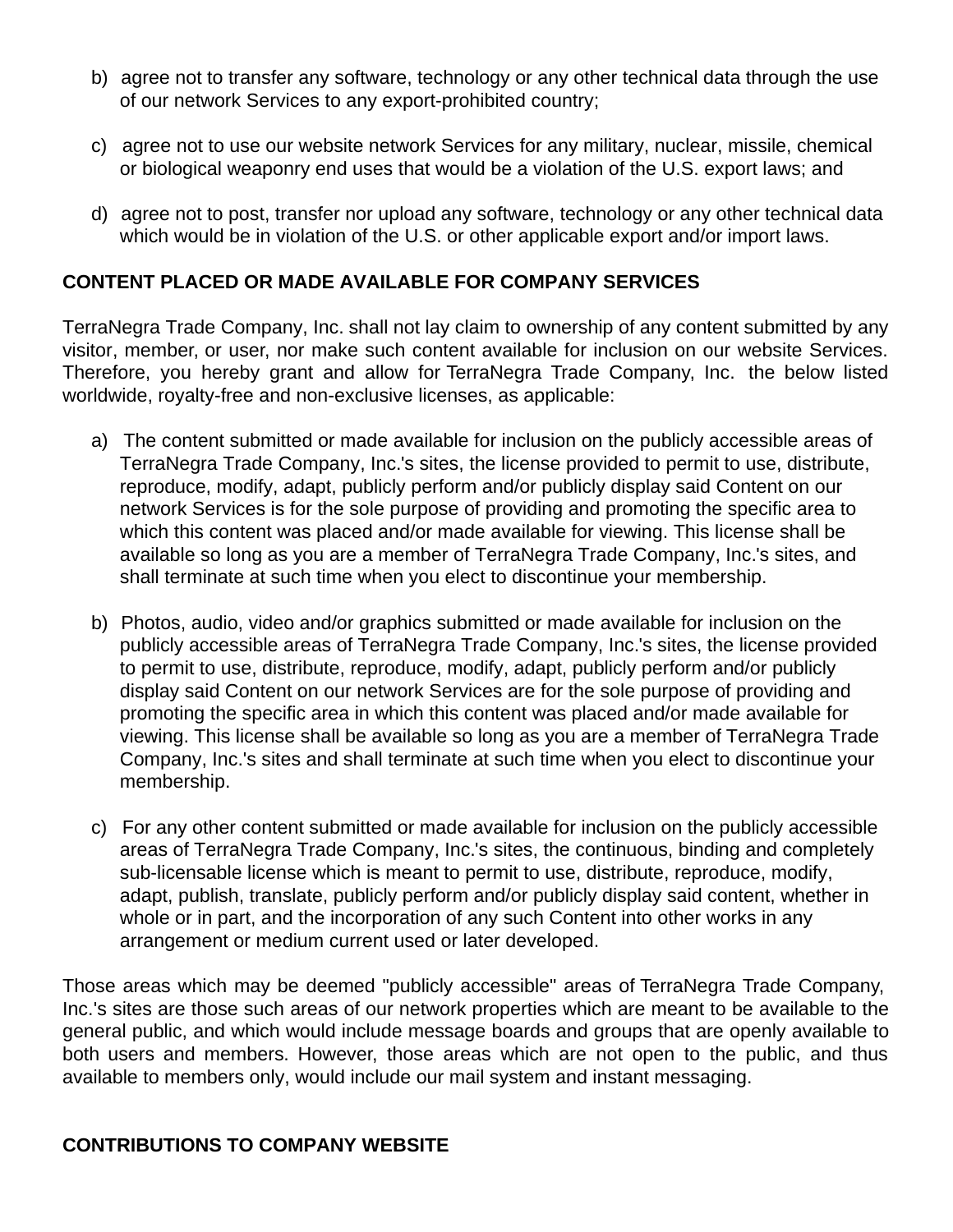b) agree not to transfer any software, technology or any other technical data through the use of our network Services to any export-prohibited country;

c) agree not to use our website network Services for any military, nuclear, missile, chemical or biological weaponry end uses that would be a violation of the U.S. export laws; and

d) agree not to post, transfer nor upload any software, technology or any other technical data which would be in violation of the U.S. or other applicable export and/or import laws.

**CONTENT PLACED OR MADE AVAILABLE FOR COMPANY SERVICES**

TerraNegra Trade Company, Inc. shall not lay claim to ownership of any content submitted by any visitor, member, or user, nor make such content available for inclusion on our website Services. Therefore, you hereby grant and allow for TerraNegra Trade Company, Inc. the below listed worldwide, royalty-free and non-exclusive licenses, as applicable:

a) The content submitted or made available for inclusion on the publicly accessible areas of TerraNegra Trade Company, Inc.'s sites, the license provided to permit to use, distribute, reproduce, modify, adapt, publicly perform and/or publicly display said Content on our network Services is for the sole purpose of providing and promoting the specific area to which this content was placed and/or made available for viewing. This license shall be available so long as you are a member of TerraNegra Trade Company, Inc.'s sites, and shall terminate at such time when you elect to discontinue your membership.

b) Photos, audio, video and/or graphics submitted or made available for inclusion on the publicly accessible areas of TerraNegra Trade Company, Inc.'s sites, the license provided to permit to use, distribute, reproduce, modify, adapt, publicly perform and/or publicly display said Content on our network Services are for the sole purpose of providing and promoting the specific area in which this content was placed and/or made available for viewing. This license shall be available so long as you are a member of TerraNegra Trade Company, Inc.'s sites and shall terminate at such time when you elect to discontinue your membership.

c) For any other content submitted or made available for inclusion on the publicly accessible areas of TerraNegra Trade Company, Inc.'s sites, the continuous, binding and completely sub-licensable license which is meant to permit to use, distribute, reproduce, modify, adapt, publish, translate, publicly perform and/or publicly display said content, whether in whole or in part, and the incorporation of any such Content into other works in any arrangement or medium current used or later developed.

Those areas which may be deemed "publicly accessible" areas of TerraNegra Trade Company, Inc.'s sites are those such areas of our network properties which are meant to be available to the general public, and which would include message boards and groups that are openly available to both users and members. However, those areas which are not open to the public, and thus available to members only, would include our mail system and instant messaging.

**CONTRIBUTIONS TO COMPANY WEBSITE**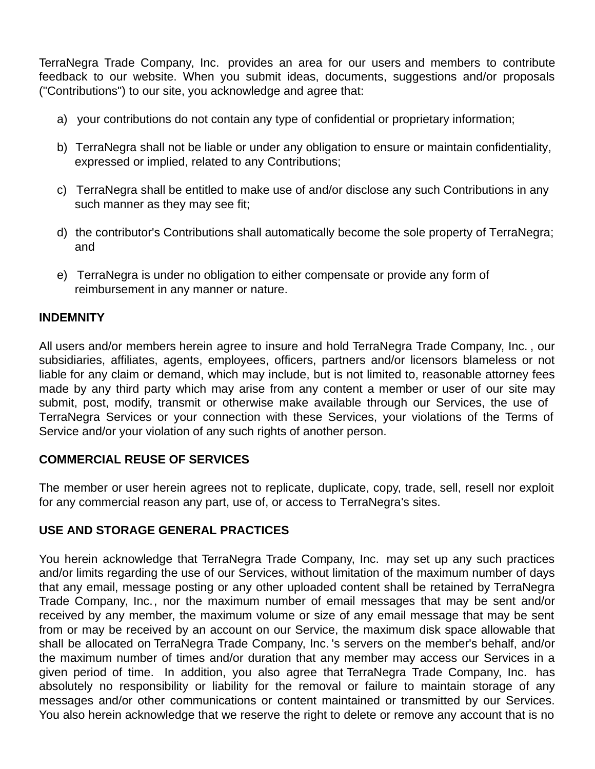TerraNegra Trade Company, Inc. provides an area for our users and members to contribute feedback to our website. When you submit ideas, documents, suggestions and/or proposals ("Contributions") to our site, you acknowledge and agree that:

a) your contributions do not contain any type of confidential or proprietary information;

b) TerraNegra shall not be liable or under any obligation to ensure or maintain confidentiality, expressed or implied, related to any Contributions;

c) TerraNegra shall be entitled to make use of and/or disclose any such Contributions in any such manner as they may see fit;

d) the contributor's Contributions shall automatically become the sole property of TerraNegra; and

e) TerraNegra is under no obligation to either compensate or provide any form of reimbursement in any manner or nature.

**INDEMNITY**

All users and/or members herein agree to insure and hold TerraNegra Trade Company, Inc. , our subsidiaries, affiliates, agents, employees, officers, partners and/or licensors blameless or not liable for any claim or demand, which may include, but is not limited to, reasonable attorney fees made by any third party which may arise from any content a member or user of our site may submit, post, modify, transmit or otherwise make available through our Services, the use of TerraNegra Services or your connection with these Services, your violations of the Terms of Service and/or your violation of any such rights of another person.

**COMMERCIAL REUSE OF SERVICES**

The member or user herein agrees not to replicate, duplicate, copy, trade, sell, resell nor exploit for any commercial reason any part, use of, or access to TerraNegra's sites.

**USE AND STORAGE GENERAL PRACTICES**

You herein acknowledge that TerraNegra Trade Company, Inc. may set up any such practices and/or limits regarding the use of our Services, without limitation of the maximum number of days that any email, message posting or any other uploaded content shall be retained by TerraNegra Trade Company, Inc., nor the maximum number of email messages that may be sent and/or received by any member, the maximum volume or size of any email message that may be sent from or may be received by an account on our Service, the maximum disk space allowable that shall be allocated on TerraNegra Trade Company, Inc. 's servers on the member's behalf, and/or the maximum number of times and/or duration that any member may access our Services in a given period of time. In addition, you also agree that TerraNegra Trade Company, Inc. has absolutely no responsibility or liability for the removal or failure to maintain storage of any messages and/or other communications or content maintained or transmitted by our Services. You also herein acknowledge that we reserve the right to delete or remove any account that is no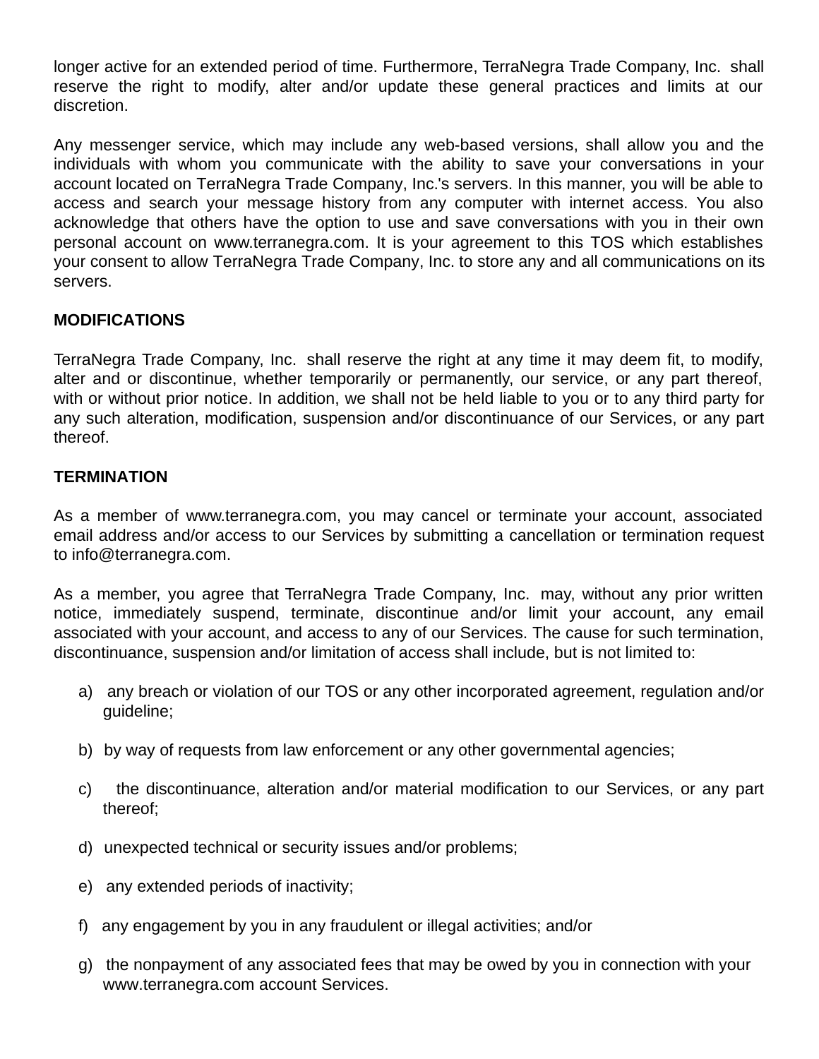longer active for an extended period of time. Furthermore, TerraNegra Trade Company, Inc. shall reserve the right to modify, alter and/or update these general practices and limits at our discretion.

Any messenger service, which may include any web-based versions, shall allow you and the individuals with whom you communicate with the ability to save your conversations in your account located on TerraNegra Trade Company, Inc.'s servers. In this manner, you will be able to access and search your message history from any computer with internet access. You also acknowledge that others have the option to use and save conversations with you in their own personal account on www.terranegra.com. It is your agreement to this TOS which establishes your consent to allow TerraNegra Trade Company, Inc. to store any and all communications on its servers.

**MODIFICATIONS**

TerraNegra Trade Company, Inc. shall reserve the right at any time it may deem fit, to modify, alter and or discontinue, whether temporarily or permanently, our service, or any part thereof, with or without prior notice. In addition, we shall not be held liable to you or to any third party for any such alteration, modification, suspension and/or discontinuance of our Services, or any part thereof.

**TERMINATION**

As a member of www.terranegra.com, you may cancel or terminate your account, associated email address and/or access to our Services by submitting a cancellation or termination request to info@terranegra.com.

As a member, you agree that TerraNegra Trade Company, Inc. may, without any prior written notice, immediately suspend, terminate, discontinue and/or limit your account, any email associated with your account, and access to any of our Services. The cause for such termination, discontinuance, suspension and/or limitation of access shall include, but is not limited to:

a) any breach or violation of our TOS or any other incorporated agreement, regulation and/or guideline;

b) by way of requests from law enforcement or any other governmental agencies;

c) the discontinuance, alteration and/or material modification to our Services, or any part thereof;

d) unexpected technical or security issues and/or problems;

e) any extended periods of inactivity;

f) any engagement by you in any fraudulent or illegal activities; and/or

g) the nonpayment of any associated fees that may be owed by you in connection with your www.terranegra.com account Services.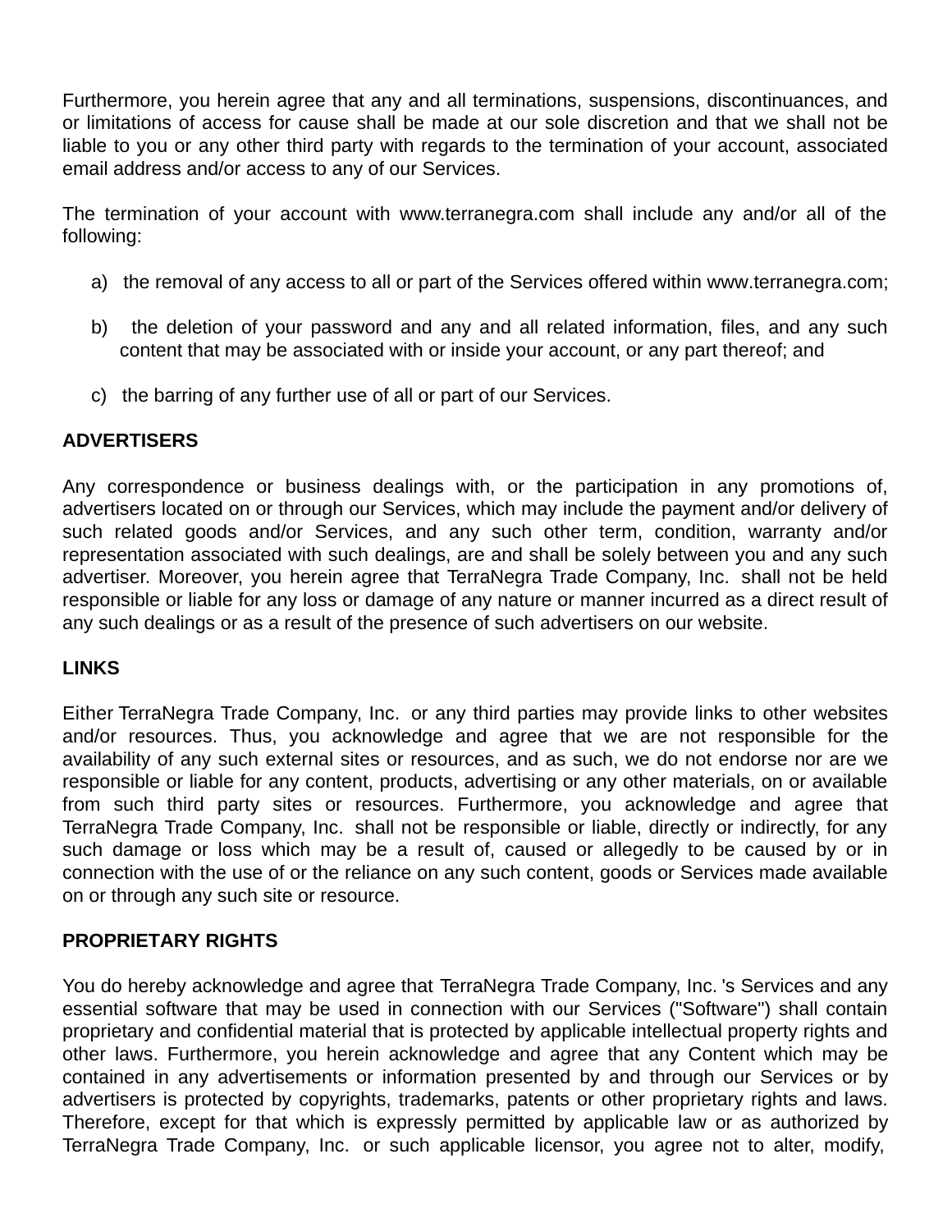Furthermore, you herein agree that any and all terminations, suspensions, discontinuances, and or limitations of access for cause shall be made at our sole discretion and that we shall not be liable to you or any other third party with regards to the termination of your account, associated email address and/or access to any of our Services.

The termination of your account with www.terranegra.com shall include any and/or all of the following:

a) the removal of any access to all or part of the Services offered within www.terranegra.com;

b) the deletion of your password and any and all related information, files, and any such content that may be associated with or inside your account, or any part thereof; and

c) the barring of any further use of all or part of our Services.

**ADVERTISERS**

Any correspondence or business dealings with, or the participation in any promotions of, advertisers located on or through our Services, which may include the payment and/or delivery of such related goods and/or Services, and any such other term, condition, warranty and/or representation associated with such dealings, are and shall be solely between you and any such advertiser. Moreover, you herein agree that TerraNegra Trade Company, Inc. shall not be held responsible or liable for any loss or damage of any nature or manner incurred as a direct result of any such dealings or as a result of the presence of such advertisers on our website.

**LINKS**

Either TerraNegra Trade Company, Inc. or any third parties may provide links to other websites and/or resources. Thus, you acknowledge and agree that we are not responsible for the availability of any such external sites or resources, and as such, we do not endorse nor are we responsible or liable for any content, products, advertising or any other materials, on or available from such third party sites or resources. Furthermore, you acknowledge and agree that TerraNegra Trade Company, Inc. shall not be responsible or liable, directly or indirectly, for any such damage or loss which may be a result of, caused or allegedly to be caused by or in connection with the use of or the reliance on any such content, goods or Services made available on or through any such site or resource.

**PROPRIETARY RIGHTS**

You do hereby acknowledge and agree that TerraNegra Trade Company, Inc. 's Services and any essential software that may be used in connection with our Services ("Software") shall contain proprietary and confidential material that is protected by applicable intellectual property rights and other laws. Furthermore, you herein acknowledge and agree that any Content which may be contained in any advertisements or information presented by and through our Services or by advertisers is protected by copyrights, trademarks, patents or other proprietary rights and laws. Therefore, except for that which is expressly permitted by applicable law or as authorized by TerraNegra Trade Company, Inc. or such applicable licensor, you agree not to alter, modify,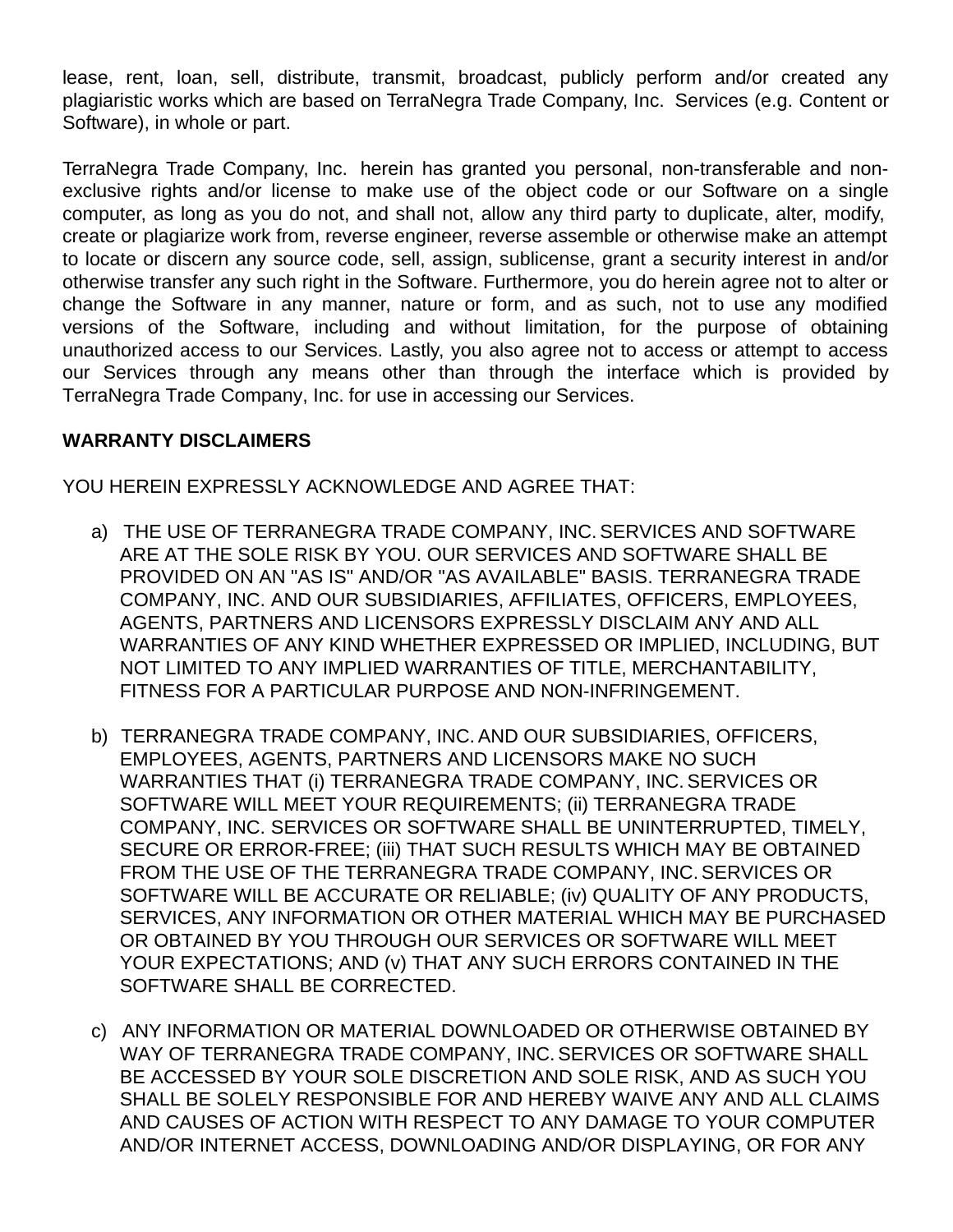lease, rent, loan, sell, distribute, transmit, broadcast, publicly perform and/or created any plagiaristic works which are based on TerraNegra Trade Company, Inc. Services (e.g. Content or Software), in whole or part.

TerraNegra Trade Company, Inc. herein has granted you personal, non-transferable and non-exclusive rights and/or license to make use of the object code or our Software on a single computer, as long as you do not, and shall not, allow any third party to duplicate, alter, modify, create or plagiarize work from, reverse engineer, reverse assemble or otherwise make an attempt to locate or discern any source code, sell, assign, sublicense, grant a security interest in and/or otherwise transfer any such right in the Software. Furthermore, you do herein agree not to alter or change the Software in any manner, nature or form, and as such, not to use any modified versions of the Software, including and without limitation, for the purpose of obtaining unauthorized access to our Services. Lastly, you also agree not to access or attempt to access our Services through any means other than through the interface which is provided by TerraNegra Trade Company, Inc. for use in accessing our Services.

**WARRANTY DISCLAIMERS**

YOU HEREIN EXPRESSLY ACKNOWLEDGE AND AGREE THAT:

a) THE USE OF TERRANEGRA TRADE COMPANY, INC. SERVICES AND SOFTWARE ARE AT THE SOLE RISK BY YOU. OUR SERVICES AND SOFTWARE SHALL BE PROVIDED ON AN "AS IS" AND/OR "AS AVAILABLE" BASIS. TERRANEGRA TRADE COMPANY, INC. AND OUR SUBSIDIARIES, AFFILIATES, OFFICERS, EMPLOYEES, AGENTS, PARTNERS AND LICENSORS EXPRESSLY DISCLAIM ANY AND ALL WARRANTIES OF ANY KIND WHETHER EXPRESSED OR IMPLIED, INCLUDING, BUT NOT LIMITED TO ANY IMPLIED WARRANTIES OF TITLE, MERCHANTABILITY, FITNESS FOR A PARTICULAR PURPOSE AND NON-INFRINGEMENT.

b) TERRANEGRA TRADE COMPANY, INC. AND OUR SUBSIDIARIES, OFFICERS, EMPLOYEES, AGENTS, PARTNERS AND LICENSORS MAKE NO SUCH WARRANTIES THAT (i) TERRANEGRA TRADE COMPANY, INC. SERVICES OR SOFTWARE WILL MEET YOUR REQUIREMENTS; (ii) TERRANEGRA TRADE COMPANY, INC. SERVICES OR SOFTWARE SHALL BE UNINTERRUPTED, TIMELY, SECURE OR ERROR-FREE; (iii) THAT SUCH RESULTS WHICH MAY BE OBTAINED FROM THE USE OF THE TERRANEGRA TRADE COMPANY, INC. SERVICES OR SOFTWARE WILL BE ACCURATE OR RELIABLE; (iv) QUALITY OF ANY PRODUCTS, SERVICES, ANY INFORMATION OR OTHER MATERIAL WHICH MAY BE PURCHASED OR OBTAINED BY YOU THROUGH OUR SERVICES OR SOFTWARE WILL MEET YOUR EXPECTATIONS; AND (v) THAT ANY SUCH ERRORS CONTAINED IN THE SOFTWARE SHALL BE CORRECTED.

c) ANY INFORMATION OR MATERIAL DOWNLOADED OR OTHERWISE OBTAINED BY WAY OF TERRANEGRA TRADE COMPANY, INC. SERVICES OR SOFTWARE SHALL BE ACCESSED BY YOUR SOLE DISCRETION AND SOLE RISK, AND AS SUCH YOU SHALL BE SOLELY RESPONSIBLE FOR AND HEREBY WAIVE ANY AND ALL CLAIMS AND CAUSES OF ACTION WITH RESPECT TO ANY DAMAGE TO YOUR COMPUTER AND/OR INTERNET ACCESS, DOWNLOADING AND/OR DISPLAYING, OR FOR ANY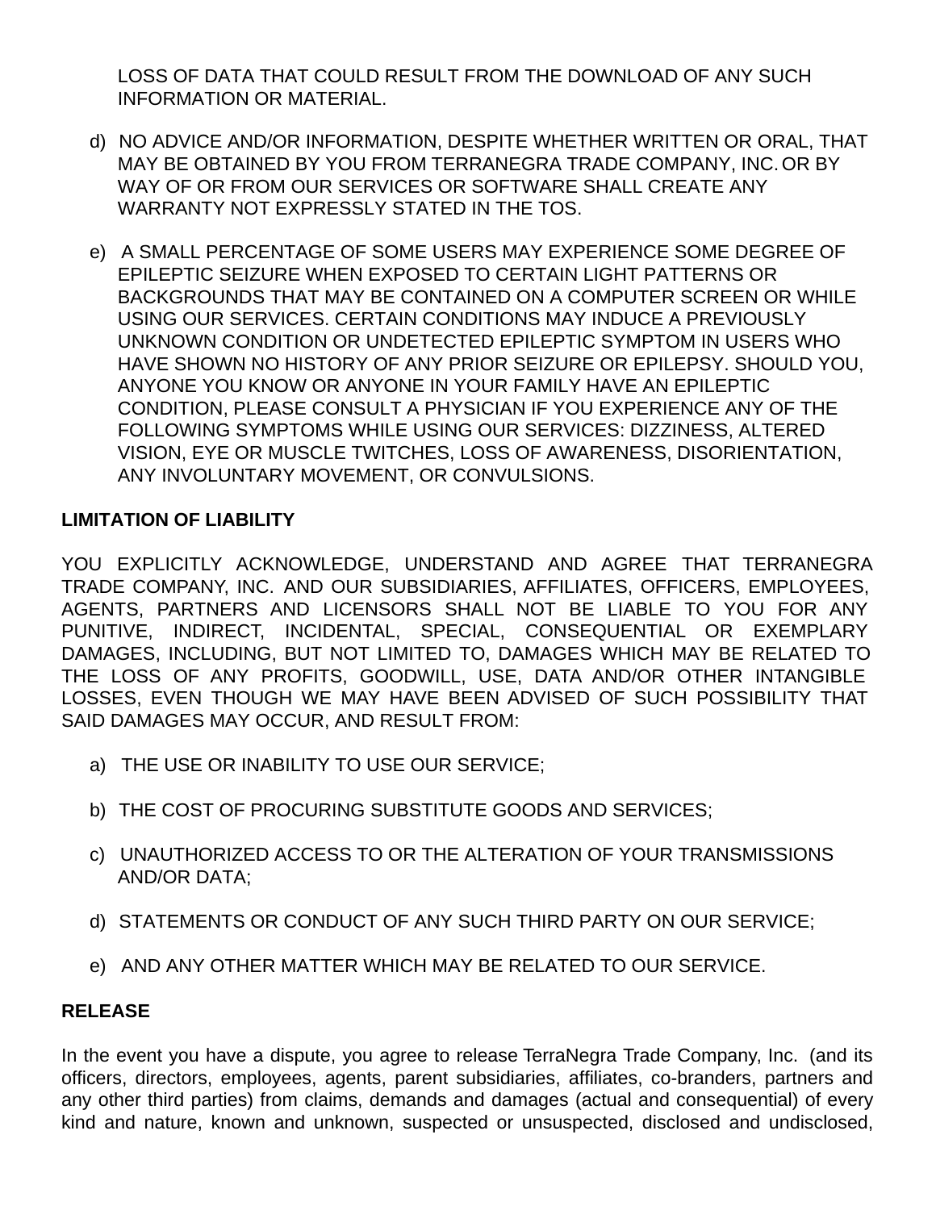LOSS OF DATA THAT COULD RESULT FROM THE DOWNLOAD OF ANY SUCH INFORMATION OR MATERIAL.

d) NO ADVICE AND/OR INFORMATION, DESPITE WHETHER WRITTEN OR ORAL, THAT MAY BE OBTAINED BY YOU FROM TERRANEGRA TRADE COMPANY, INC. OR BY WAY OF OR FROM OUR SERVICES OR SOFTWARE SHALL CREATE ANY WARRANTY NOT EXPRESSLY STATED IN THE TOS.

e) A SMALL PERCENTAGE OF SOME USERS MAY EXPERIENCE SOME DEGREE OF EPILEPTIC SEIZURE WHEN EXPOSED TO CERTAIN LIGHT PATTERNS OR BACKGROUNDS THAT MAY BE CONTAINED ON A COMPUTER SCREEN OR WHILE USING OUR SERVICES. CERTAIN CONDITIONS MAY INDUCE A PREVIOUSLY UNKNOWN CONDITION OR UNDETECTED EPILEPTIC SYMPTOM IN USERS WHO HAVE SHOWN NO HISTORY OF ANY PRIOR SEIZURE OR EPILEPSY. SHOULD YOU, ANYONE YOU KNOW OR ANYONE IN YOUR FAMILY HAVE AN EPILEPTIC CONDITION, PLEASE CONSULT A PHYSICIAN IF YOU EXPERIENCE ANY OF THE FOLLOWING SYMPTOMS WHILE USING OUR SERVICES: DIZZINESS, ALTERED VISION, EYE OR MUSCLE TWITCHES, LOSS OF AWARENESS, DISORIENTATION, ANY INVOLUNTARY MOVEMENT, OR CONVULSIONS.

**LIMITATION OF LIABILITY**

YOU EXPLICITLY ACKNOWLEDGE, UNDERSTAND AND AGREE THAT TERRANEGRA TRADE COMPANY, INC. AND OUR SUBSIDIARIES, AFFILIATES, OFFICERS, EMPLOYEES, AGENTS, PARTNERS AND LICENSORS SHALL NOT BE LIABLE TO YOU FOR ANY PUNITIVE, INDIRECT, INCIDENTAL, SPECIAL, CONSEQUENTIAL OR EXEMPLARY DAMAGES, INCLUDING, BUT NOT LIMITED TO, DAMAGES WHICH MAY BE RELATED TO THE LOSS OF ANY PROFITS, GOODWILL, USE, DATA AND/OR OTHER INTANGIBLE LOSSES, EVEN THOUGH WE MAY HAVE BEEN ADVISED OF SUCH POSSIBILITY THAT SAID DAMAGES MAY OCCUR, AND RESULT FROM:

a) THE USE OR INABILITY TO USE OUR SERVICE;

b) THE COST OF PROCURING SUBSTITUTE GOODS AND SERVICES;

c) UNAUTHORIZED ACCESS TO OR THE ALTERATION OF YOUR TRANSMISSIONS AND/OR DATA;

d) STATEMENTS OR CONDUCT OF ANY SUCH THIRD PARTY ON OUR SERVICE;

e) AND ANY OTHER MATTER WHICH MAY BE RELATED TO OUR SERVICE.

**RELEASE**

In the event you have a dispute, you agree to release TerraNegra Trade Company, Inc. (and its officers, directors, employees, agents, parent subsidiaries, affiliates, co-branders, partners and any other third parties) from claims, demands and damages (actual and consequential) of every kind and nature, known and unknown, suspected or unsuspected, disclosed and undisclosed,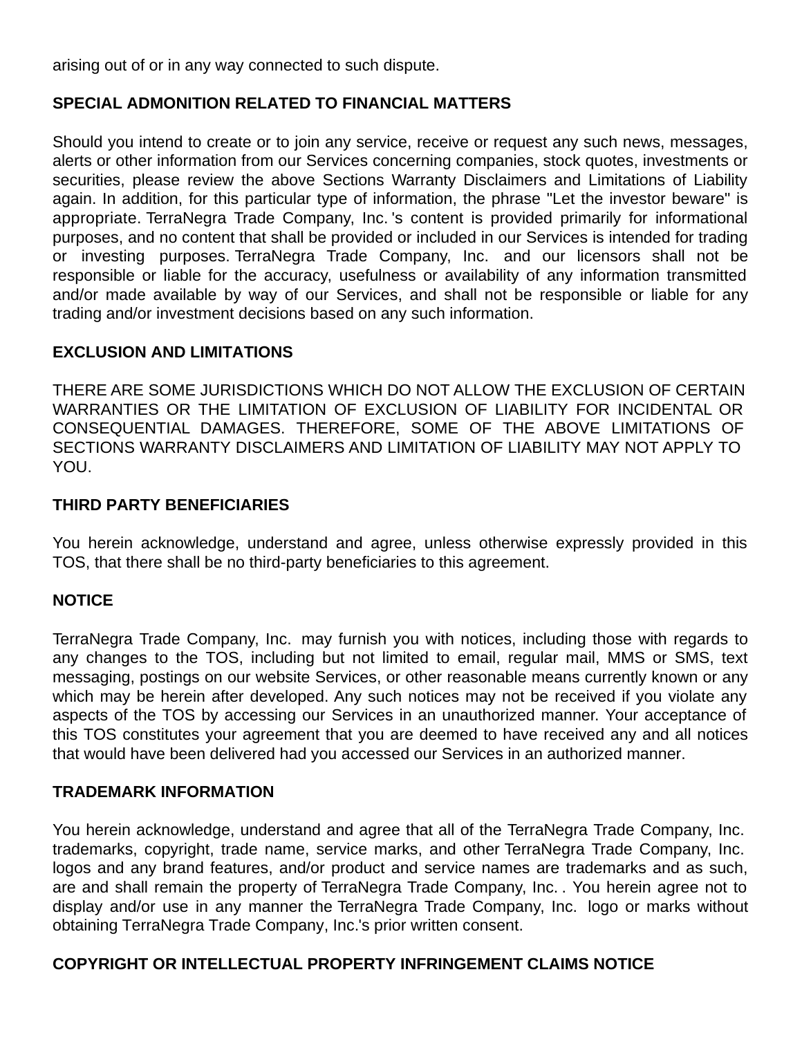arising out of or in any way connected to such dispute.

**SPECIAL ADMONITION RELATED TO FINANCIAL MATTERS**

Should you intend to create or to join any service, receive or request any such news, messages, alerts or other information from our Services concerning companies, stock quotes, investments or securities, please review the above Sections Warranty Disclaimers and Limitations of Liability again. In addition, for this particular type of information, the phrase "Let the investor beware" is appropriate. TerraNegra Trade Company, Inc. 's content is provided primarily for informational purposes, and no content that shall be provided or included in our Services is intended for trading or investing purposes. TerraNegra Trade Company, Inc. and our licensors shall not be responsible or liable for the accuracy, usefulness or availability of any information transmitted and/or made available by way of our Services, and shall not be responsible or liable for any trading and/or investment decisions based on any such information.

**EXCLUSION AND LIMITATIONS**

THERE ARE SOME JURISDICTIONS WHICH DO NOT ALLOW THE EXCLUSION OF CERTAIN WARRANTIES OR THE LIMITATION OF EXCLUSION OF LIABILITY FOR INCIDENTAL OR CONSEQUENTIAL DAMAGES. THEREFORE, SOME OF THE ABOVE LIMITATIONS OF SECTIONS WARRANTY DISCLAIMERS AND LIMITATION OF LIABILITY MAY NOT APPLY TO YOU.

**THIRD PARTY BENEFICIARIES**

You herein acknowledge, understand and agree, unless otherwise expressly provided in this TOS, that there shall be no third-party beneficiaries to this agreement.

**NOTICE**

TerraNegra Trade Company, Inc. may furnish you with notices, including those with regards to any changes to the TOS, including but not limited to email, regular mail, MMS or SMS, text messaging, postings on our website Services, or other reasonable means currently known or any which may be herein after developed. Any such notices may not be received if you violate any aspects of the TOS by accessing our Services in an unauthorized manner. Your acceptance of this TOS constitutes your agreement that you are deemed to have received any and all notices that would have been delivered had you accessed our Services in an authorized manner.

**TRADEMARK INFORMATION**

You herein acknowledge, understand and agree that all of the TerraNegra Trade Company, Inc. trademarks, copyright, trade name, service marks, and other TerraNegra Trade Company, Inc. logos and any brand features, and/or product and service names are trademarks and as such, are and shall remain the property of TerraNegra Trade Company, Inc. . You herein agree not to display and/or use in any manner the TerraNegra Trade Company, Inc. logo or marks without obtaining TerraNegra Trade Company, Inc.'s prior written consent.

**COPYRIGHT OR INTELLECTUAL PROPERTY INFRINGEMENT CLAIMS NOTICE**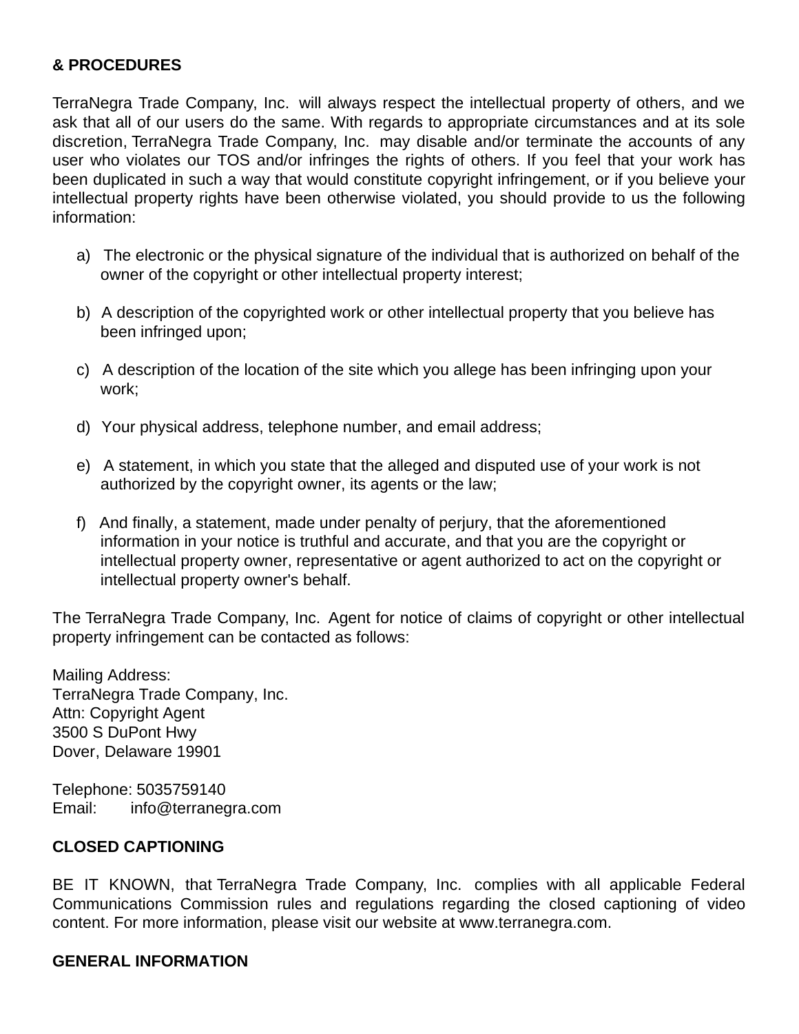**& PROCEDURES**

TerraNegra Trade Company, Inc. will always respect the intellectual property of others, and we ask that all of our users do the same. With regards to appropriate circumstances and at its sole discretion, TerraNegra Trade Company, Inc. may disable and/or terminate the accounts of any user who violates our TOS and/or infringes the rights of others. If you feel that your work has been duplicated in such a way that would constitute copyright infringement, or if you believe your intellectual property rights have been otherwise violated, you should provide to us the following information:

a) The electronic or the physical signature of the individual that is authorized on behalf of the owner of the copyright or other intellectual property interest;

b) A description of the copyrighted work or other intellectual property that you believe has been infringed upon;

c) A description of the location of the site which you allege has been infringing upon your work;

d) Your physical address, telephone number, and email address;

e) A statement, in which you state that the alleged and disputed use of your work is not authorized by the copyright owner, its agents or the law;

f) And finally, a statement, made under penalty of perjury, that the aforementioned information in your notice is truthful and accurate, and that you are the copyright or intellectual property owner, representative or agent authorized to act on the copyright or intellectual property owner's behalf.

The TerraNegra Trade Company, Inc. Agent for notice of claims of copyright or other intellectual property infringement can be contacted as follows:

Mailing Address:
TerraNegra Trade Company, Inc.
Attn: Copyright Agent
3500 S DuPont Hwy
Dover, Delaware 19901

Telephone: 5035759140
Email: info@terranegra.com

**CLOSED CAPTIONING**

BE IT KNOWN, that TerraNegra Trade Company, Inc. complies with all applicable Federal Communications Commission rules and regulations regarding the closed captioning of video content. For more information, please visit our website at www.terranegra.com.

**GENERAL INFORMATION**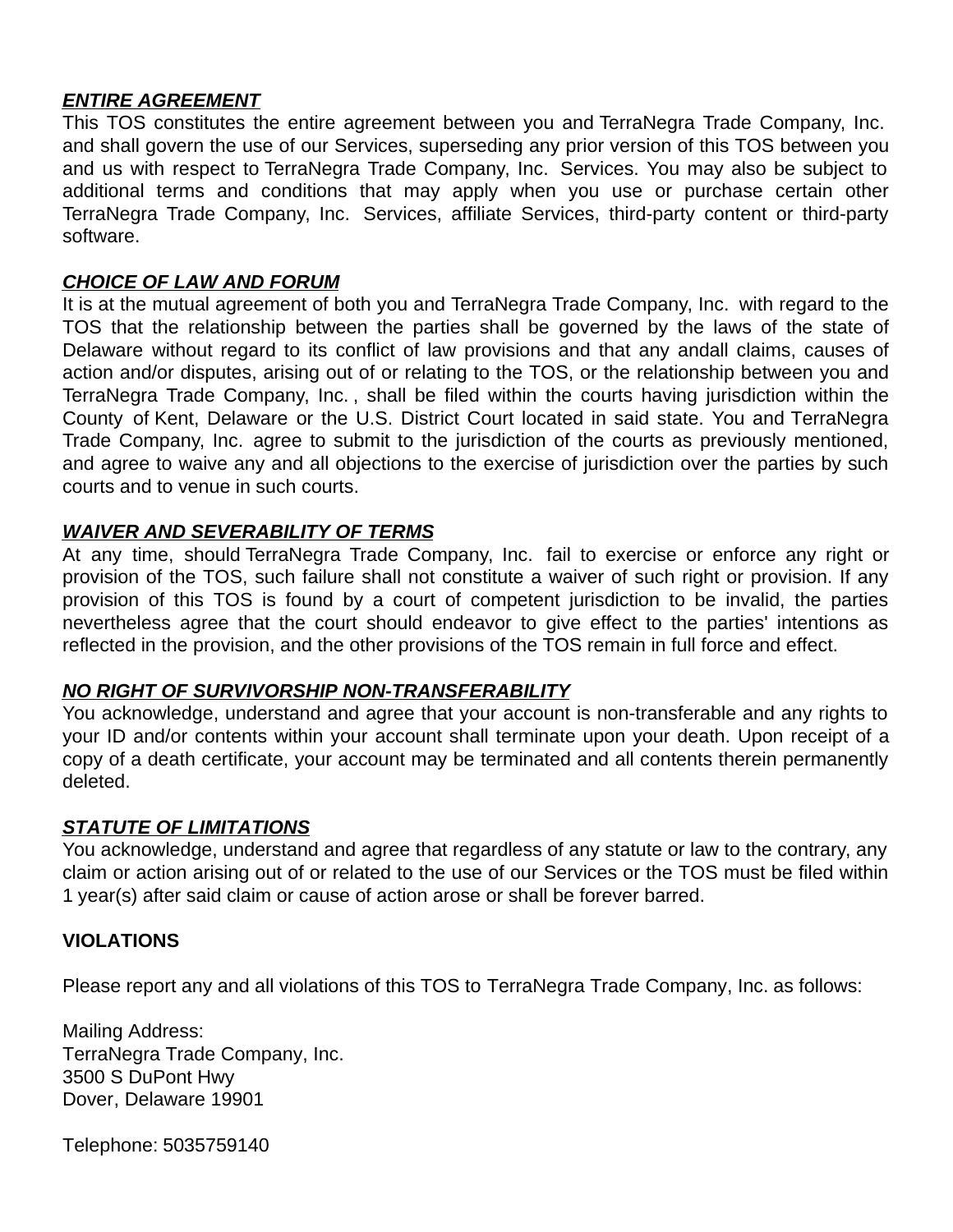***ENTIRE AGREEMENT***

This TOS constitutes the entire agreement between you and TerraNegra Trade Company, Inc. and shall govern the use of our Services, superseding any prior version of this TOS between you and us with respect to TerraNegra Trade Company, Inc. Services. You may also be subject to additional terms and conditions that may apply when you use or purchase certain other TerraNegra Trade Company, Inc. Services, affiliate Services, third-party content or third-party software.

***CHOICE OF LAW AND FORUM***

It is at the mutual agreement of both you and TerraNegra Trade Company, Inc. with regard to the TOS that the relationship between the parties shall be governed by the laws of the state of Delaware without regard to its conflict of law provisions and that any andall claims, causes of action and/or disputes, arising out of or relating to the TOS, or the relationship between you and TerraNegra Trade Company, Inc. , shall be filed within the courts having jurisdiction within the County of Kent, Delaware or the U.S. District Court located in said state. You and TerraNegra Trade Company, Inc. agree to submit to the jurisdiction of the courts as previously mentioned, and agree to waive any and all objections to the exercise of jurisdiction over the parties by such courts and to venue in such courts.

***WAIVER AND SEVERABILITY OF TERMS***

At any time, should TerraNegra Trade Company, Inc. fail to exercise or enforce any right or provision of the TOS, such failure shall not constitute a waiver of such right or provision. If any provision of this TOS is found by a court of competent jurisdiction to be invalid, the parties nevertheless agree that the court should endeavor to give effect to the parties' intentions as reflected in the provision, and the other provisions of the TOS remain in full force and effect.

***NO RIGHT OF SURVIVORSHIP NON-TRANSFERABILITY***

You acknowledge, understand and agree that your account is non-transferable and any rights to your ID and/or contents within your account shall terminate upon your death. Upon receipt of a copy of a death certificate, your account may be terminated and all contents therein permanently deleted.

***STATUTE OF LIMITATIONS***

You acknowledge, understand and agree that regardless of any statute or law to the contrary, any claim or action arising out of or related to the use of our Services or the TOS must be filed within 1 year(s) after said claim or cause of action arose or shall be forever barred.

**VIOLATIONS**

Please report any and all violations of this TOS to TerraNegra Trade Company, Inc. as follows:

Mailing Address:
TerraNegra Trade Company, Inc.
3500 S DuPont Hwy
Dover, Delaware 19901

Telephone: 5035759140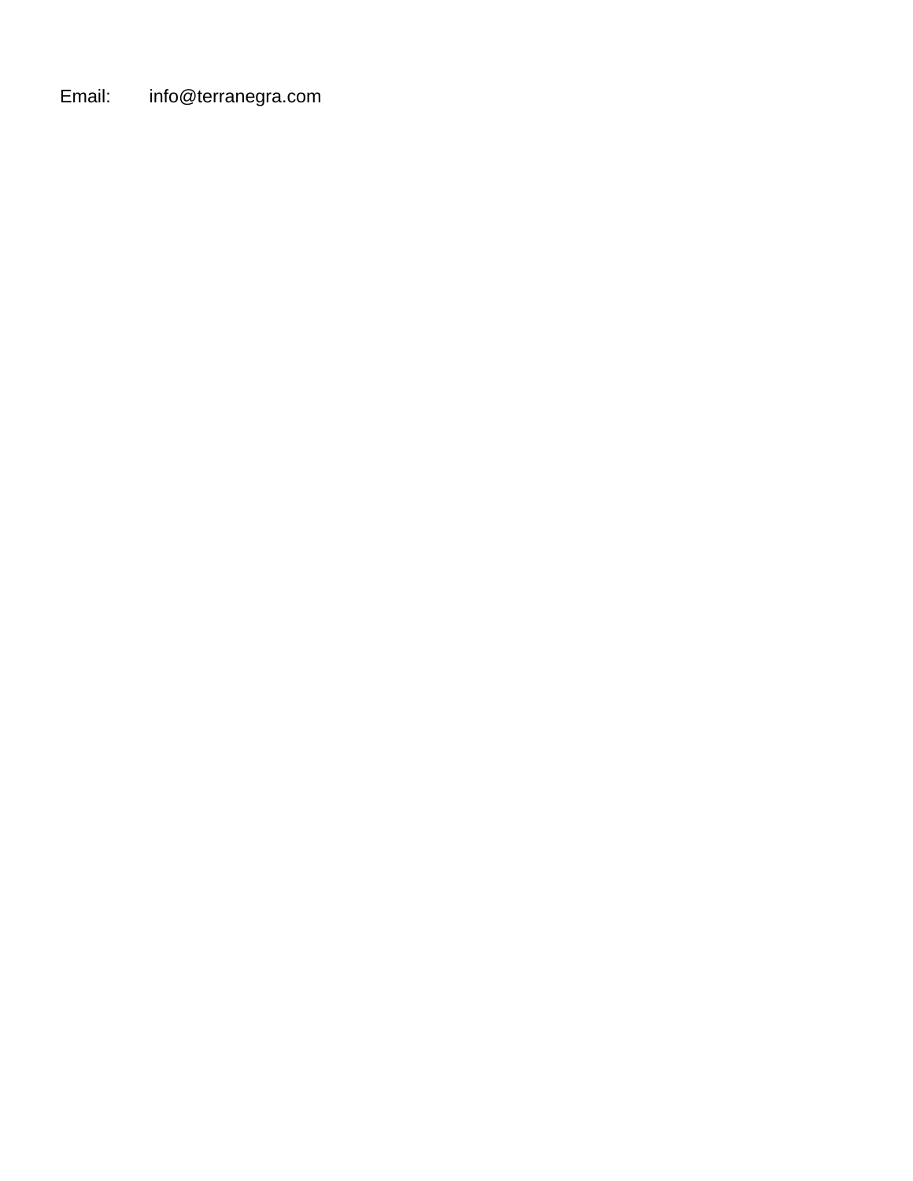Email: info@terranegra.com